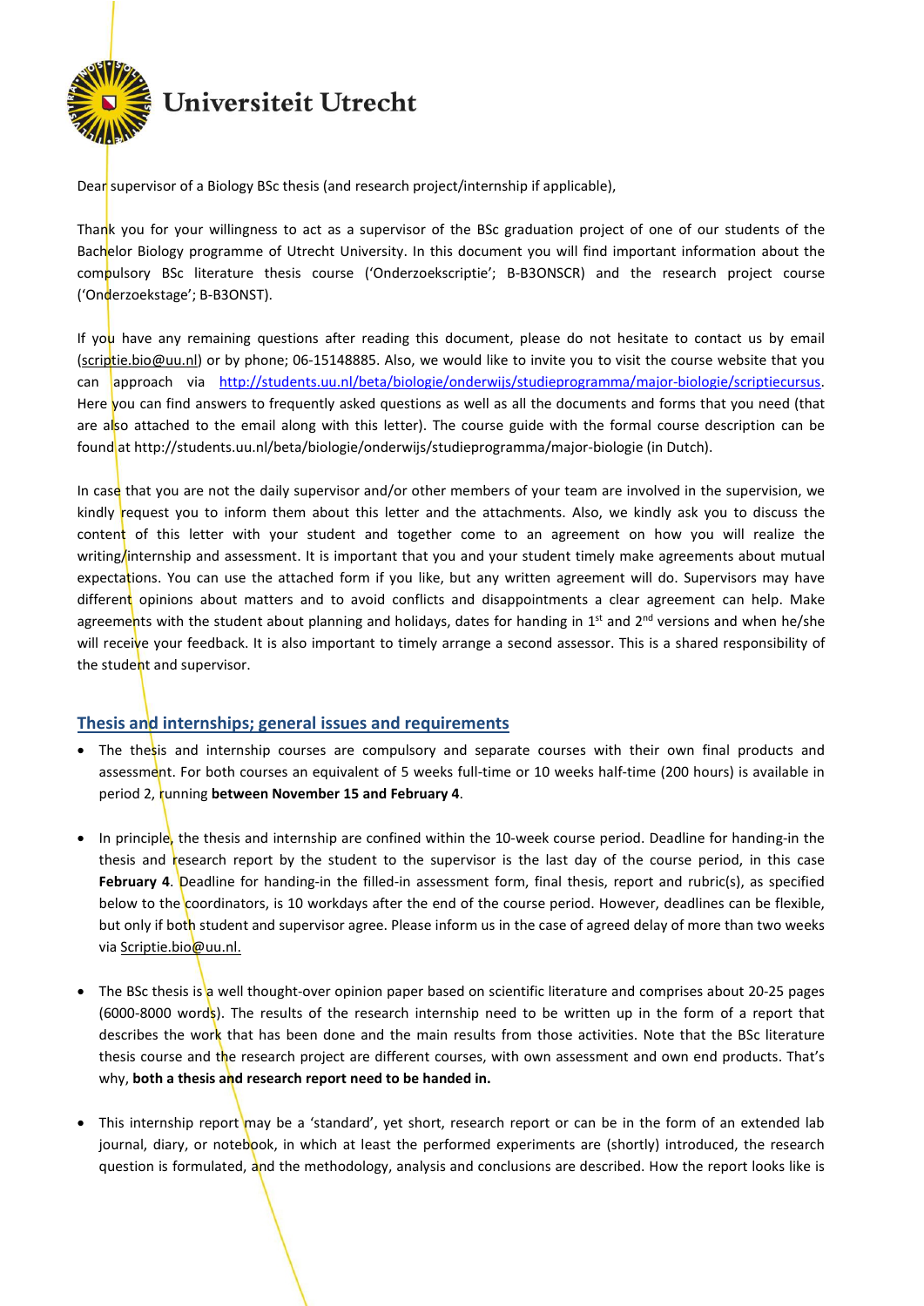**Universiteit Utrecht**

Dear supervisor of a Biology BSc thesis (and research project/internship if applicable),

Thank you for your willingness to act as a supervisor of the BSc graduation project of one of our students of the Bachelor Biology programme of Utrecht University. In this document you will find important information about the compulsory BSc literature thesis course ('Onderzoekscriptie'; B-B3ONSCR) and the research project course ('Onderzoekstage'; B-B3ONST).

If you have any remaining questions after reading this document, please do not hesitate to contact us by email (scriptie.bio@uu.nl) or by phone; 06-15148885. Also, we would like to invite you to visit the course website that you can approach via http://students.uu.nl/beta/biologie/onderwijs/studieprogramma/major-biologie/scriptiecursus. Here you can find answers to frequently asked questions as well as all the documents and forms that you need (that are also attached to the email along with this letter). The course guide with the formal course description can be found at http://students.uu.nl/beta/biologie/onderwijs/studieprogramma/major-biologie (in Dutch).

In case that you are not the daily supervisor and/or other members of your team are involved in the supervision, we kindly request you to inform them about this letter and the attachments. Also, we kindly ask you to discuss the content of this letter with your student and together come to an agreement on how you will realize the writing/internship and assessment. It is important that you and your student timely make agreements about mutual expectations. You can use the attached form if you like, but any written agreement will do. Supervisors may have different opinions about matters and to avoid conflicts and disappointments a clear agreement can help. Make agreements with the student about planning and holidays, dates for handing in 1st and 2nd versions and when he/she will receive your feedback. It is also important to timely arrange a second assessor. This is a shared responsibility of the student and supervisor.

## Thesis and internships; general issues and requirements

- The thesis and internship courses are compulsory and separate courses with their own final products and assessment. For both courses an equivalent of 5 weeks full-time or 10 weeks half-time (200 hours) is available in period 2, running **between November 15 and February 4**.

- In principle, the thesis and internship are confined within the 10-week course period. Deadline for handing-in the thesis and research report by the student to the supervisor is the last day of the course period, in this case **February 4**. Deadline for handing-in the filled-in assessment form, final thesis, report and rubric(s), as specified below to the coordinators, is 10 workdays after the end of the course period. However, deadlines can be flexible, but only if both student and supervisor agree. Please inform us in the case of agreed delay of more than two weeks via Scriptie.bio@uu.nl.

- The BSc thesis is a well thought-over opinion paper based on scientific literature and comprises about 20-25 pages (6000-8000 words). The results of the research internship need to be written up in the form of a report that describes the work that has been done and the main results from those activities. Note that the BSc literature thesis course and the research project are different courses, with own assessment and own end products. That's why, **both a thesis and research report need to be handed in.**

- This internship report may be a 'standard', yet short, research report or can be in the form of an extended lab journal, diary, or notebook, in which at least the performed experiments are (shortly) introduced, the research question is formulated, and the methodology, analysis and conclusions are described. How the report looks like is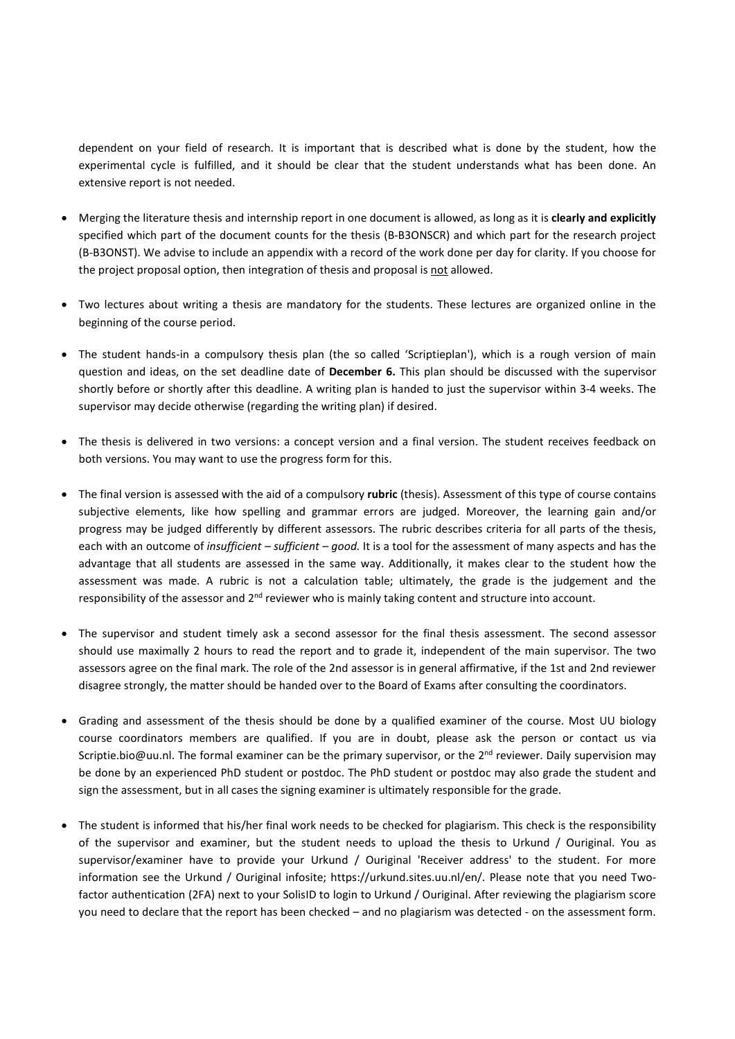dependent on your field of research. It is important that is described what is done by the student, how the experimental cycle is fulfilled, and it should be clear that the student understands what has been done. An extensive report is not needed.

- Merging the literature thesis and internship report in one document is allowed, as long as it is **clearly and explicitly** specified which part of the document counts for the thesis (B-B3ONSCR) and which part for the research project (B-B3ONST). We advise to include an appendix with a record of the work done per day for clarity. If you choose for the project proposal option, then integration of thesis and proposal is <u>not</u> allowed.

- Two lectures about writing a thesis are mandatory for the students. These lectures are organized online in the beginning of the course period.

- The student hands-in a compulsory thesis plan (the so called 'Scriptieplan'), which is a rough version of main question and ideas, on the set deadline date of **December 6.** This plan should be discussed with the supervisor shortly before or shortly after this deadline. A writing plan is handed to just the supervisor within 3-4 weeks. The supervisor may decide otherwise (regarding the writing plan) if desired.

- The thesis is delivered in two versions: a concept version and a final version. The student receives feedback on both versions. You may want to use the progress form for this.

- The final version is assessed with the aid of a compulsory **rubric** (thesis). Assessment of this type of course contains subjective elements, like how spelling and grammar errors are judged. Moreover, the learning gain and/or progress may be judged differently by different assessors. The rubric describes criteria for all parts of the thesis, each with an outcome of *insufficient – sufficient – good.* It is a tool for the assessment of many aspects and has the advantage that all students are assessed in the same way. Additionally, it makes clear to the student how the assessment was made. A rubric is not a calculation table; ultimately, the grade is the judgement and the responsibility of the assessor and 2nd reviewer who is mainly taking content and structure into account.

- The supervisor and student timely ask a second assessor for the final thesis assessment. The second assessor should use maximally 2 hours to read the report and to grade it, independent of the main supervisor. The two assessors agree on the final mark. The role of the 2nd assessor is in general affirmative, if the 1st and 2nd reviewer disagree strongly, the matter should be handed over to the Board of Exams after consulting the coordinators.

- Grading and assessment of the thesis should be done by a qualified examiner of the course. Most UU biology course coordinators members are qualified. If you are in doubt, please ask the person or contact us via Scriptie.bio@uu.nl. The formal examiner can be the primary supervisor, or the 2nd reviewer. Daily supervision may be done by an experienced PhD student or postdoc. The PhD student or postdoc may also grade the student and sign the assessment, but in all cases the signing examiner is ultimately responsible for the grade.

- The student is informed that his/her final work needs to be checked for plagiarism. This check is the responsibility of the supervisor and examiner, but the student needs to upload the thesis to Urkund / Ouriginal. You as supervisor/examiner have to provide your Urkund / Ouriginal 'Receiver address' to the student. For more information see the Urkund / Ouriginal infosite; https://urkund.sites.uu.nl/en/. Please note that you need Two-factor authentication (2FA) next to your SolisID to login to Urkund / Ouriginal. After reviewing the plagiarism score you need to declare that the report has been checked – and no plagiarism was detected - on the assessment form.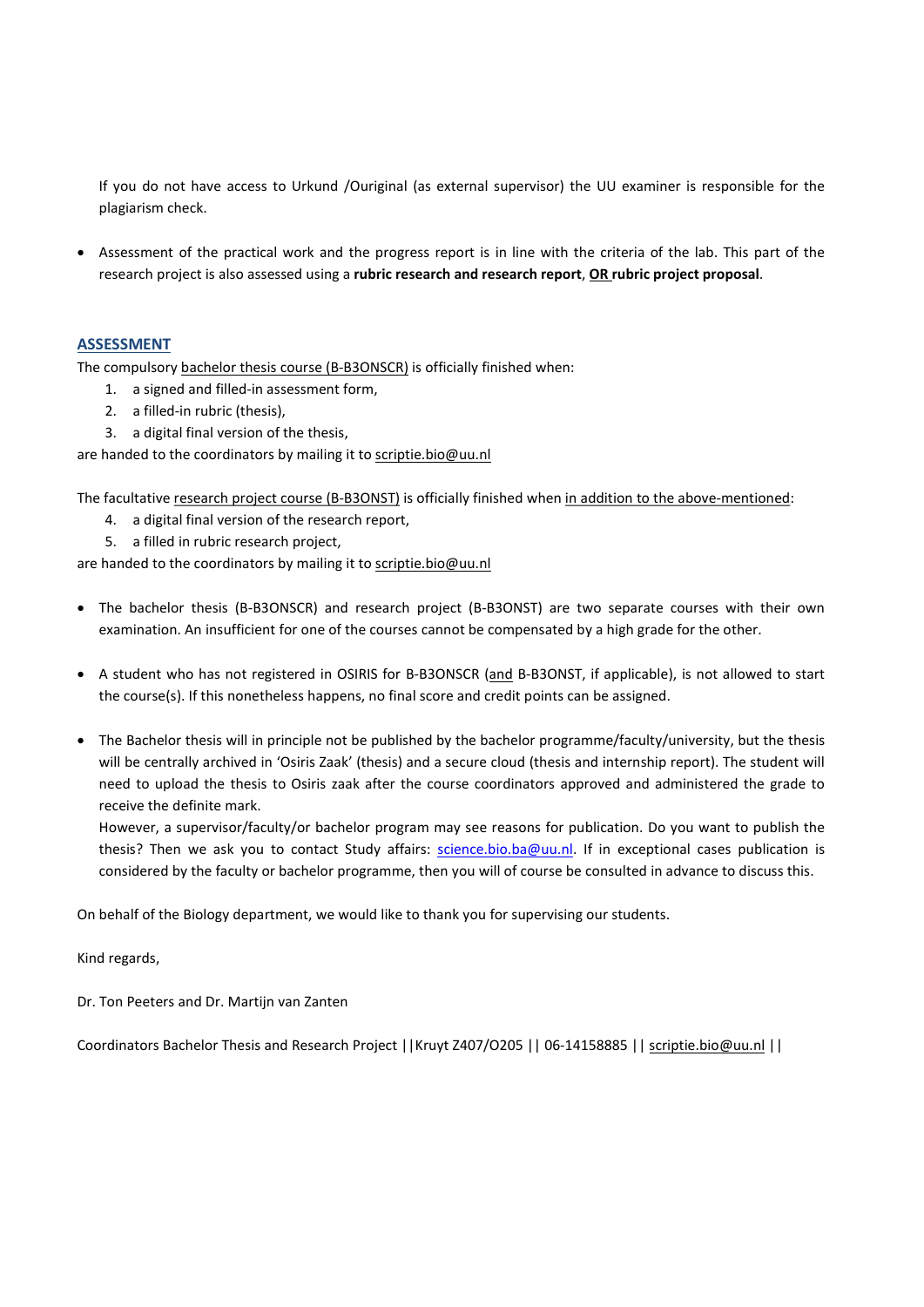If you do not have access to Urkund /Ouriginal (as external supervisor) the UU examiner is responsible for the plagiarism check.

- Assessment of the practical work and the progress report is in line with the criteria of the lab. This part of the research project is also assessed using a **rubric research and research report**, **OR rubric project proposal**.

## ASSESSMENT

The compulsory bachelor thesis course (B-B3ONSCR) is officially finished when:

1. a signed and filled-in assessment form,
2. a filled-in rubric (thesis),
3. a digital final version of the thesis,

are handed to the coordinators by mailing it to scriptie.bio@uu.nl

The facultative research project course (B-B3ONST) is officially finished when in addition to the above-mentioned:

4. a digital final version of the research report,
5. a filled in rubric research project,

are handed to the coordinators by mailing it to scriptie.bio@uu.nl

- The bachelor thesis (B-B3ONSCR) and research project (B-B3ONST) are two separate courses with their own examination. An insufficient for one of the courses cannot be compensated by a high grade for the other.

- A student who has not registered in OSIRIS for B-B3ONSCR (and B-B3ONST, if applicable), is not allowed to start the course(s). If this nonetheless happens, no final score and credit points can be assigned.

- The Bachelor thesis will in principle not be published by the bachelor programme/faculty/university, but the thesis will be centrally archived in 'Osiris Zaak' (thesis) and a secure cloud (thesis and internship report). The student will need to upload the thesis to Osiris zaak after the course coordinators approved and administered the grade to receive the definite mark.
  However, a supervisor/faculty/or bachelor program may see reasons for publication. Do you want to publish the thesis? Then we ask you to contact Study affairs: science.bio.ba@uu.nl. If in exceptional cases publication is considered by the faculty or bachelor programme, then you will of course be consulted in advance to discuss this.

On behalf of the Biology department, we would like to thank you for supervising our students.

Kind regards,

Dr. Ton Peeters and Dr. Martijn van Zanten

Coordinators Bachelor Thesis and Research Project ||Kruyt Z407/O205 || 06-14158885 || scriptie.bio@uu.nl ||